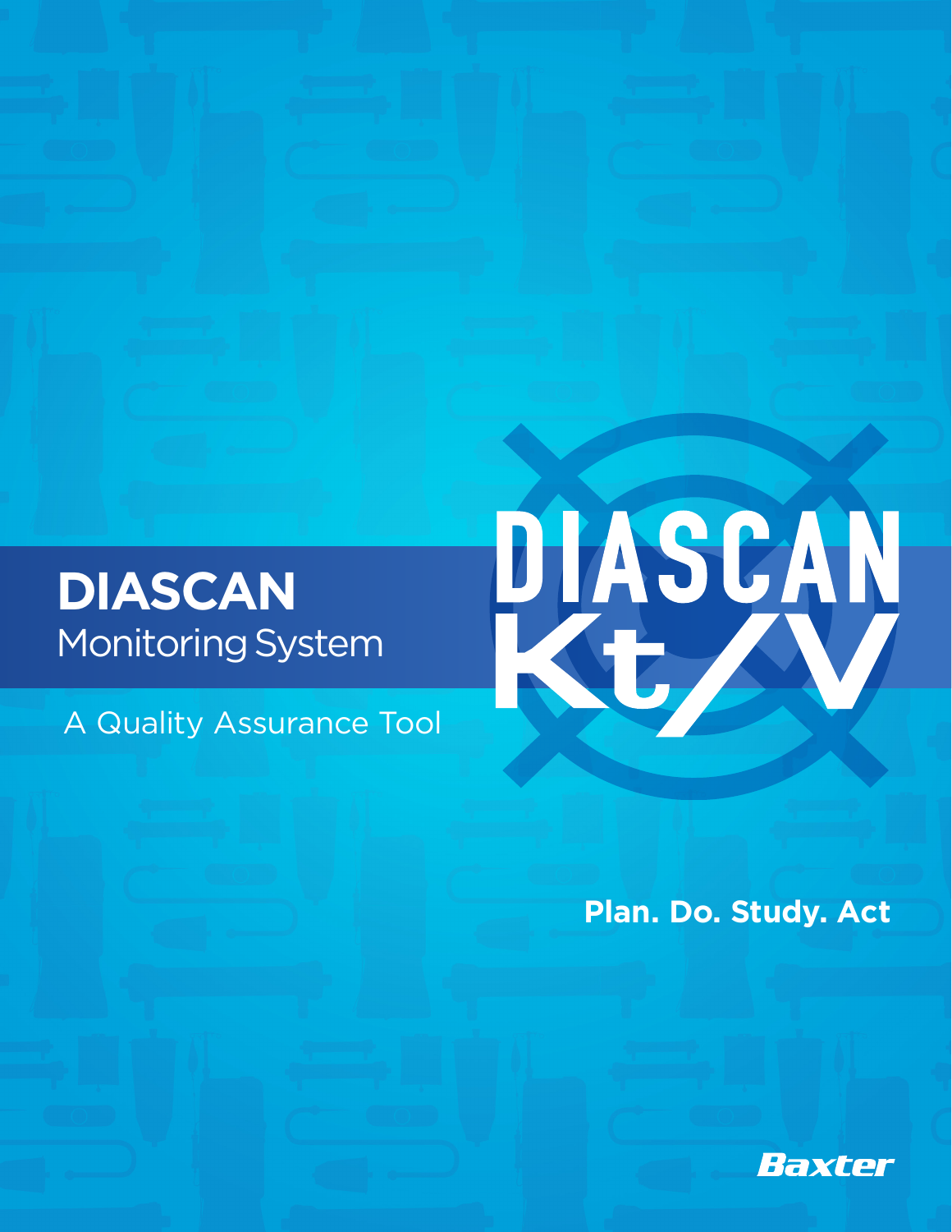# DIASCAN

## Monitoring System

A Quality Assurance Tool

DIASCAN Kt/V

**Plan. Do. Study. Act**

Baxter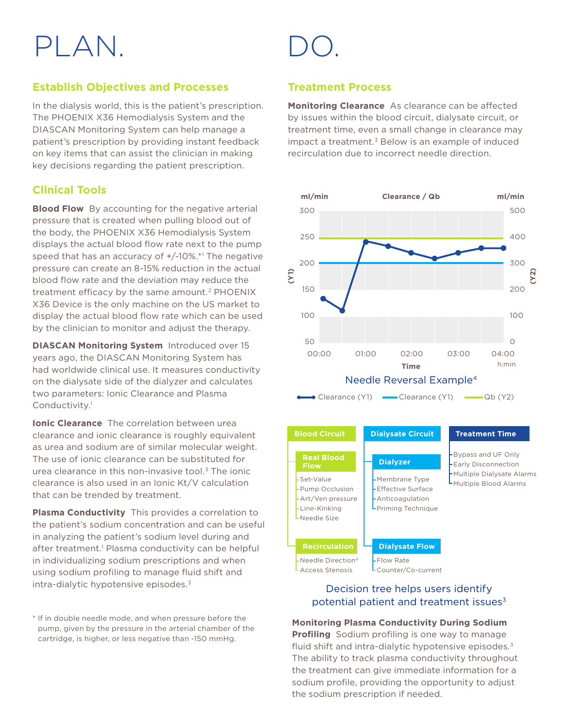# PLAN.

## Establish Objectives and Processes

In the dialysis world, this is the patient's prescription. The PHOENIX X36 Hemodialysis System and the DIASCAN Monitoring System can help manage a patient's prescription by providing instant feedback on key items that can assist the clinician in making key decisions regarding the patient prescription.

## Clinical Tools

**Blood Flow** By accounting for the negative arterial pressure that is created when pulling blood out of the body, the PHOENIX X36 Hemodialysis System displays the actual blood flow rate next to the pump speed that has an accuracy of +/-10%.*[1] The negative pressure can create an 8-15% reduction in the actual blood flow rate and the deviation may reduce the treatment efficacy by the same amount.[2] PHOENIX X36 Device is the only machine on the US market to display the actual blood flow rate which can be used by the clinician to monitor and adjust the therapy.

**DIASCAN Monitoring System** Introduced over 15 years ago, the DIASCAN Monitoring System has had worldwide clinical use. It measures conductivity on the dialysate side of the dialyzer and calculates two parameters: Ionic Clearance and Plasma Conductivity.[1]

**Ionic Clearance** The correlation between urea clearance and ionic clearance is roughly equivalent as urea and sodium are of similar molecular weight. The use of ionic clearance can be substituted for urea clearance in this non-invasive tool.[3] The ionic clearance is also used in an Ionic Kt/V calculation that can be trended by treatment.

**Plasma Conductivity** This provides a correlation to the patient's sodium concentration and can be useful in analyzing the patient's sodium level during and after treatment.[1] Plasma conductivity can be helpful in individualizing sodium prescriptions and when using sodium profiling to manage fluid shift and intra-dialytic hypotensive episodes.[3]

\* If in double needle mode, and when pressure before the pump, given by the pressure in the arterial chamber of the cartridge, is higher, or less negative than -150 mmHg.

# DO.

## Treatment Process

**Monitoring Clearance** As clearance can be affected by issues within the blood circuit, dialysate circuit, or treatment time, even a small change in clearance may impact a treatment.[3] Below is an example of induced recirculation due to incorrect needle direction.

Needle Reversal Example[4]

Decision tree helps users identify potential patient and treatment issues[3]

- **Blood Circuit**
  - **Real Blood Flow**
    - Set-Value
    - Pump Occlusion
    - Art/Ven pressure
    - Line-Kinking
    - Needle Size
  - **Recirculation**
    - Needle Direction[4]
    - Access Stenosis
- **Dialysate Circuit**
  - **Dialyzer**
    - Membrane Type
    - Effective Surface
    - Anticoagulation
    - Priming Technique
  - **Dialysate Flow**
    - Flow Rate
    - Counter/Co-current
- **Treatment Time**
  - Bypass and UF Only
  - Early Disconnection
  - Multiple Dialysate Alarms
  - Multiple Blood Alarms

**Monitoring Plasma Conductivity During Sodium Profiling** Sodium profiling is one way to manage fluid shift and intra-dialytic hypotensive episodes.[3] The ability to track plasma conductivity throughout the treatment can give immediate information for a sodium profile, providing the opportunity to adjust the sodium prescription if needed.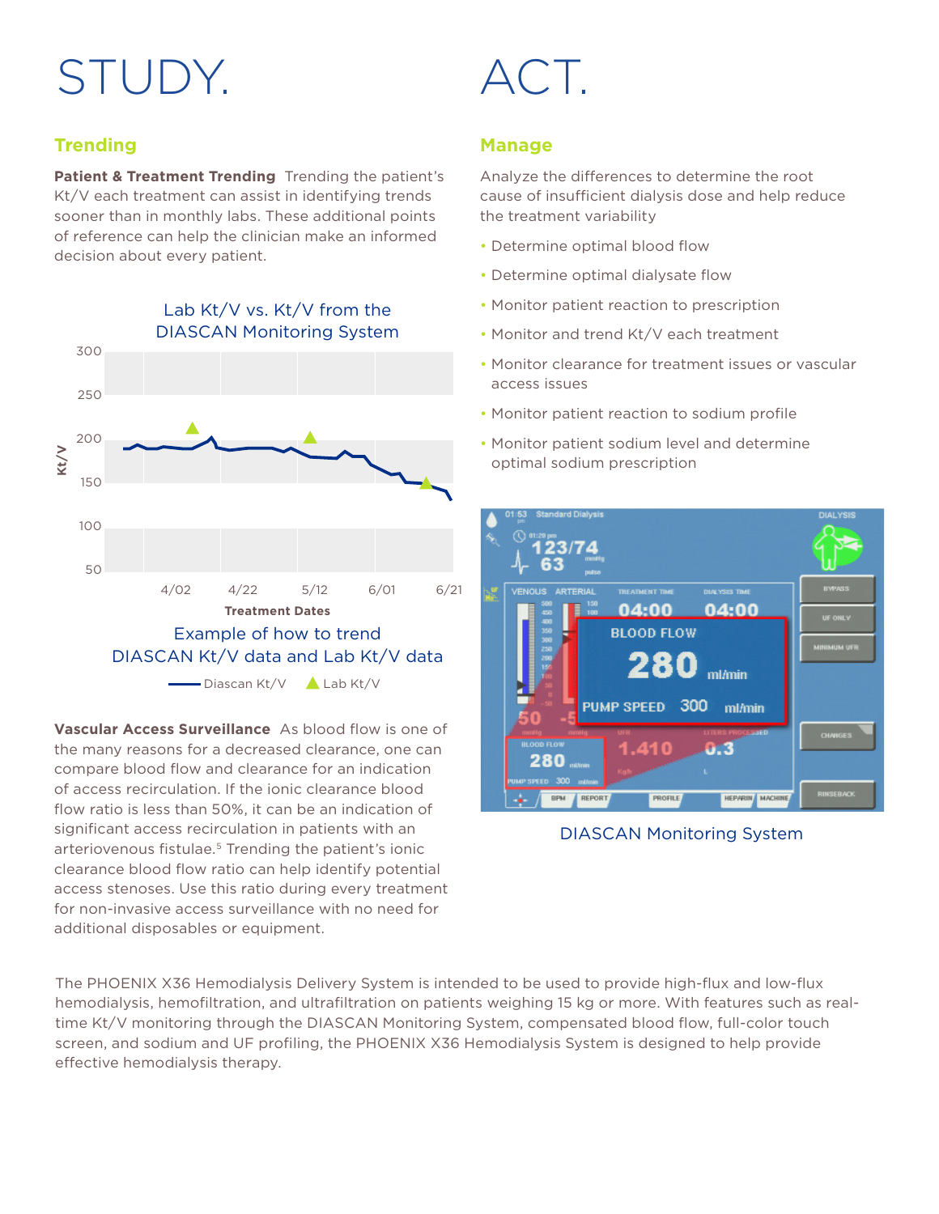# STUDY.

## Trending

**Patient & Treatment Trending** Trending the patient's Kt/V each treatment can assist in identifying trends sooner than in monthly labs. These additional points of reference can help the clinician make an informed decision about every patient.

Lab Kt/V vs. Kt/V from the DIASCAN Monitoring System

Example of how to trend DIASCAN Kt/V data and Lab Kt/V data

**Vascular Access Surveillance** As blood flow is one of the many reasons for a decreased clearance, one can compare blood flow and clearance for an indication of access recirculation. If the ionic clearance blood flow ratio is less than 50%, it can be an indication of significant access recirculation in patients with an arteriovenous fistulae.[5] Trending the patient's ionic clearance blood flow ratio can help identify potential access stenoses. Use this ratio during every treatment for non-invasive access surveillance with no need for additional disposables or equipment.

# ACT.

## Manage

Analyze the differences to determine the root cause of insufficient dialysis dose and help reduce the treatment variability

- Determine optimal blood flow
- Determine optimal dialysate flow
- Monitor patient reaction to prescription
- Monitor and trend Kt/V each treatment
- Monitor clearance for treatment issues or vascular access issues
- Monitor patient reaction to sodium profile
- Monitor patient sodium level and determine optimal sodium prescription

DIASCAN Monitoring System

The PHOENIX X36 Hemodialysis Delivery System is intended to be used to provide high-flux and low-flux hemodialysis, hemofiltration, and ultrafiltration on patients weighing 15 kg or more. With features such as real-time Kt/V monitoring through the DIASCAN Monitoring System, compensated blood flow, full-color touch screen, and sodium and UF profiling, the PHOENIX X36 Hemodialysis System is designed to help provide effective hemodialysis therapy.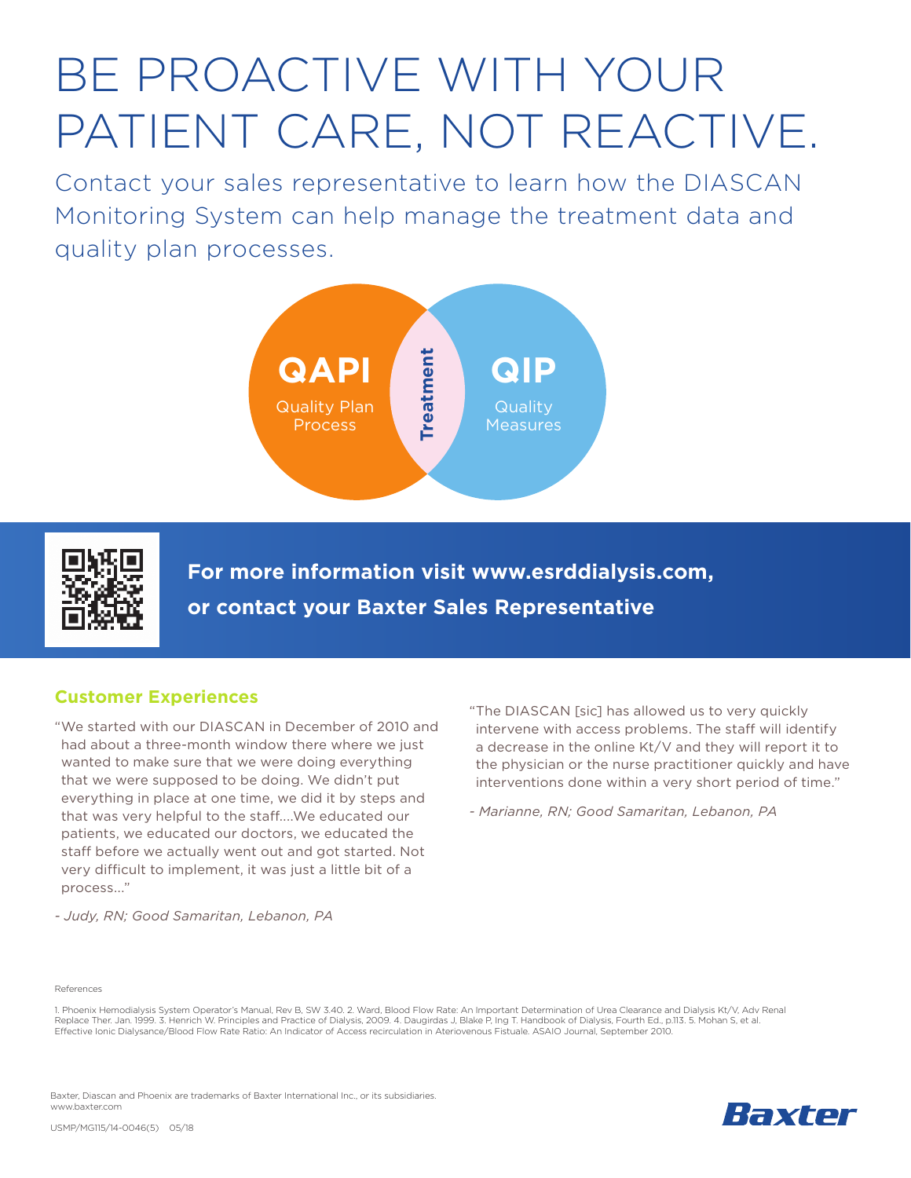# BE PROACTIVE WITH YOUR PATIENT CARE, NOT REACTIVE.

Contact your sales representative to learn how the DIASCAN Monitoring System can help manage the treatment data and quality plan processes.

QAPI
Quality Plan Process

Treatment

QIP
Quality Measures

**For more information visit www.esrddialysis.com, or contact your Baxter Sales Representative**

## Customer Experiences

"We started with our DIASCAN in December of 2010 and had about a three-month window there where we just wanted to make sure that we were doing everything that we were supposed to be doing. We didn't put everything in place at one time, we did it by steps and that was very helpful to the staff....We educated our patients, we educated our doctors, we educated the staff before we actually went out and got started. Not very difficult to implement, it was just a little bit of a process..."

*- Judy, RN; Good Samaritan, Lebanon, PA*

"The DIASCAN [sic] has allowed us to very quickly intervene with access problems. The staff will identify a decrease in the online Kt/V and they will report it to the physician or the nurse practitioner quickly and have interventions done within a very short period of time."

*- Marianne, RN; Good Samaritan, Lebanon, PA*

References

1. Phoenix Hemodialysis System Operator's Manual, Rev B, SW 3.40. 2. Ward, Blood Flow Rate: An Important Determination of Urea Clearance and Dialysis Kt/V. Adv Renal Replace Ther. Jan. 1999. 3. Henrich W. Principles and Practice of Dialysis, 2009. 4. Daugirdas J, Blake P, Ing T. Handbook of Dialysis, Fourth Ed., p.113. 5. Mohan S, et al. Effective Ionic Dialysance/Blood Flow Rate Ratio: An Indicator of Access recirculation in Ateriovenous Fistuale. ASAIO Journal, September 2010.

Baxter, Diascan and Phoenix are trademarks of Baxter International Inc., or its subsidiaries.
www.baxter.com

USMP/MG115/14-0046(5) 05/18

Baxter